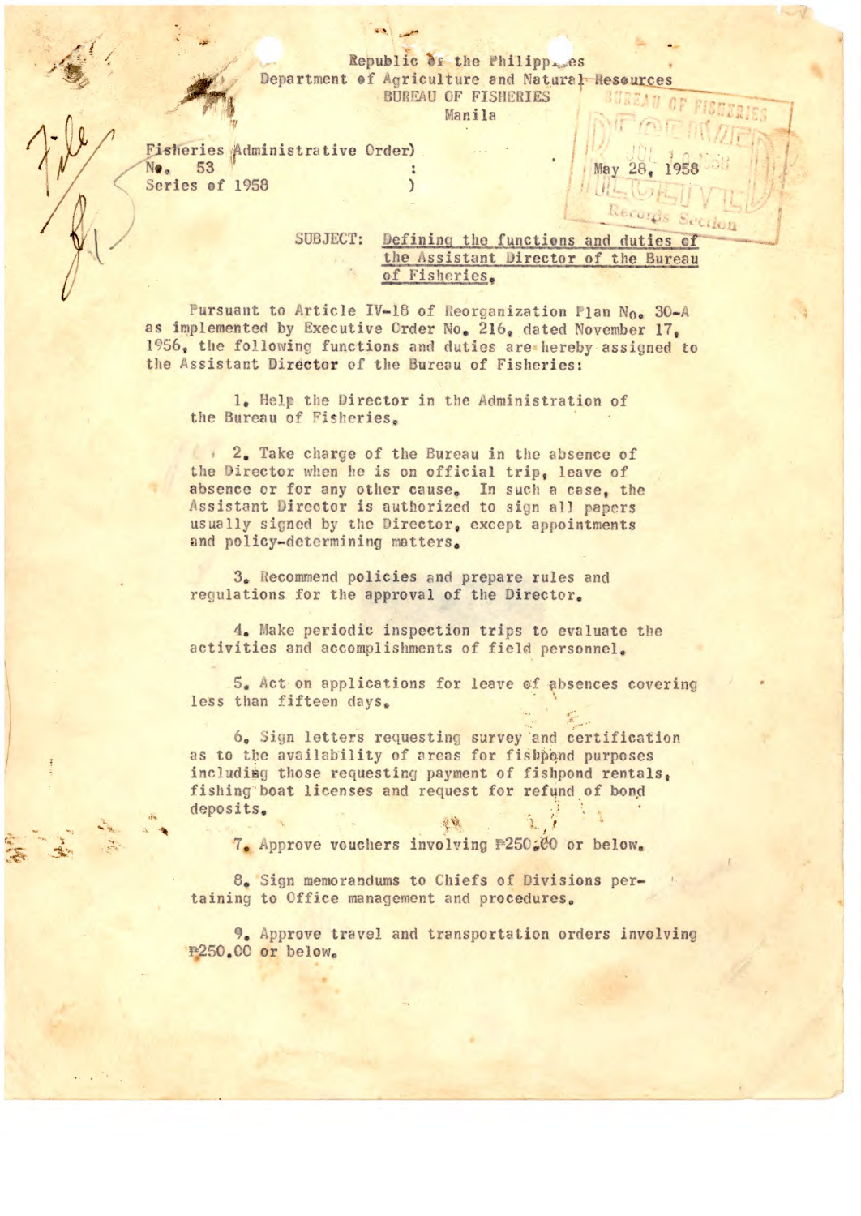Republic of the Philippines
Department of Agriculture and Natural Resources
BUREAU OF FISHERIES
Manila

Fisheries Administrative Order)
No. 53 :
Series of 1958 )

May 28, 1958

SUBJECT: Defining the functions and duties of the Assistant Director of the Bureau of Fisheries.

Pursuant to Article IV-18 of Reorganization Plan No. 30-A as implemented by Executive Order No. 216, dated November 17, 1956, the following functions and duties are hereby assigned to the Assistant Director of the Bureau of Fisheries:

1. Help the Director in the Administration of the Bureau of Fisheries.

2. Take charge of the Bureau in the absence of the Director when he is on official trip, leave of absence or for any other cause. In such a case, the Assistant Director is authorized to sign all papers usually signed by the Director, except appointments and policy-determining matters.

3. Recommend policies and prepare rules and regulations for the approval of the Director.

4. Make periodic inspection trips to evaluate the activities and accomplishments of field personnel.

5. Act on applications for leave of absences covering less than fifteen days.

6. Sign letters requesting survey and certification as to the availability of areas for fishpond purposes including those requesting payment of fishpond rentals, fishing boat licenses and request for refund of bond deposits.

7. Approve vouchers involving ₱250.00 or below.

8. Sign memorandums to Chiefs of Divisions pertaining to Office management and procedures.

9. Approve travel and transportation orders involving ₱250.00 or below.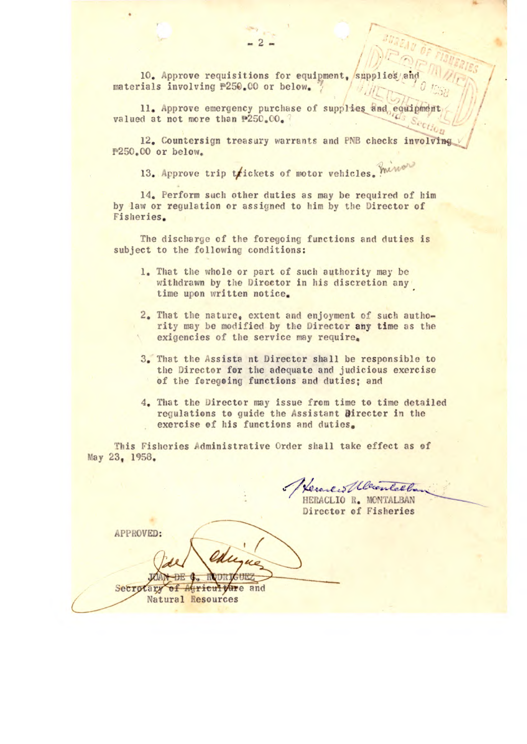10. Approve requisitions for equipment, supplies and materials involving ₱250.00 or below.

11. Approve emergency purchase of supplies and equipment valued at not more than ₱250.00.

12. Countersign treasury warrants and PNB checks involving ₱250.00 or below.

13. Approve trip tickets of motor vehicles.

14. Perform such other duties as may be required of him by law or regulation or assigned to him by the Director of Fisheries.

The discharge of the foregoing functions and duties is subject to the following conditions:

1. That the whole or part of such authority may be withdrawn by the Director in his discretion any time upon written notice.

2. That the nature, extent and enjoyment of such authority may be modified by the Director any time as the exigencies of the service may require.

3. That the Assista nt Director shall be responsible to the Director for the adequate and judicious exercise of the foregoing functions and duties; and

4. That the Director may issue from time to time detailed regulations to guide the Assistant Director in the exercise of his functions and duties.

This Fisheries Administrative Order shall take effect as of May 23, 1958.

HERACLIO R. MONTALBAN
Director of Fisheries

APPROVED:

JUAN DE G. RODRIGUEZ
Secretary of Agriculture and Natural Resources